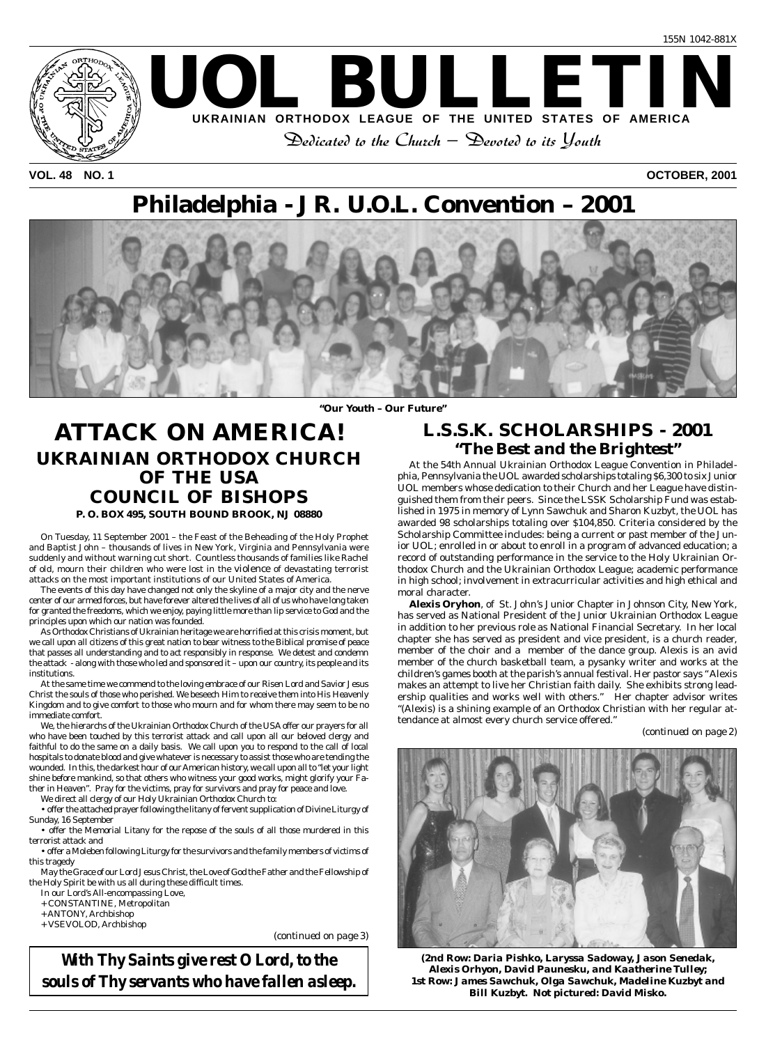155N 1042-881X

# UOL BULLETIN

**UKRAINIAN ORTHODOX LEAGUE OF THE UNITED STATES OF AMERICA**

*Dedicated to the Church — Devoted to its Youth*

**VOL. 48 NO. 1** **OCTOBER, 2001**

# Philadelphia - JR. U.O.L. Convention – 2001

**"Our Youth – Our Future"**

# ATTACK ON AMERICA!

## UKRAINIAN ORTHODOX CHURCH OF THE USA COUNCIL OF BISHOPS

**P. O. BOX 495, SOUTH BOUND BROOK, NJ 08880**

On Tuesday, 11 September 2001 – the Feast of the Beheading of the Holy Prophet and Baptist John – thousands of lives in New York, Virginia and Pennsylvania were suddenly and without warning cut short. Countless thousands of families like Rachel of old, mourn their children who were lost in the violence of devastating terrorist attacks on the most important institutions of our United States of America.

The events of this day have changed not only the skyline of a major city and the nerve center of our armed forces, but have forever altered the lives of all of us who have long taken for granted the freedoms, which we enjoy, paying little more than lip service to God and the principles upon which our nation was founded.

As Orthodox Christians of Ukrainian heritage we are horrified at this crisis moment, but we call upon all citizens of this great nation to bear witness to the Biblical promise of peace that passes all understanding and to act responsibly in response. We detest and condemn the attack - along with those who led and sponsored it – upon our country, its people and its institutions.

At the same time we commend to the loving embrace of our Risen Lord and Savior Jesus Christ the souls of those who perished. We beseech Him to receive them into His Heavenly Kingdom and to give comfort to those who mourn and for whom there may seem to be no immediate comfort.

We, the hierarchs of the Ukrainian Orthodox Church of the USA offer our prayers for all who have been touched by this terrorist attack and call upon all our beloved clergy and faithful to do the same on a daily basis. We call upon you to respond to the call of local hospitals to donate blood and give whatever is necessary to assist those who are tending the wounded. In this, the darkest hour of our American history, we call upon all to "let your light shine before mankind, so that others who witness your good works, might glorify your Father in Heaven". Pray for the victims, pray for survivors and pray for peace and love.

We direct all clergy of our Holy Ukrainian Orthodox Church to:

- offer the attached prayer following the litany of fervent supplication of Divine Liturgy of Sunday, 16 September
- offer the Memorial Litany for the repose of the souls of all those murdered in this terrorist attack and
- offer a Moleben following Liturgy for the survivors and the family members of victims of this tragedy

May the Grace of our Lord Jesus Christ, the Love of God the Father and the Fellowship of the Holy Spirit be with us all during these difficult times.

In our Lord's All-encompassing Love,

\+ CONSTANTINE, Metropolitan
\+ ANTONY, Archbishop
\+ VSEVOLOD, Archbishop

*(continued on page 3)*

***With Thy Saints give rest O Lord, to the souls of Thy servants who have fallen asleep.***

# L.S.S.K. SCHOLARSHIPS - 2001

## "The Best and the Brightest"

At the 54th Annual Ukrainian Orthodox League Convention in Philadelphia, Pennsylvania the UOL awarded scholarships totaling $6,300 to six Junior UOL members whose dedication to their Church and her League have distinguished them from their peers. Since the LSSK Scholarship Fund was established in 1975 in memory of Lynn Sawchuk and Sharon Kuzbyt, the UOL has awarded 98 scholarships totaling over $104,850. Criteria considered by the Scholarship Committee includes: being a current or past member of the Junior UOL; enrolled in or about to enroll in a program of advanced education; a record of outstanding performance in the service to the Holy Ukrainian Orthodox Church and the Ukrainian Orthodox League; academic performance in high school; involvement in extracurricular activities and high ethical and moral character.

**Alexis Oryhon**, of St. John's Junior Chapter in Johnson City, New York, has served as National President of the Junior Ukrainian Orthodox League in addition to her previous role as National Financial Secretary. In her local chapter she has served as president and vice president, is a church reader, member of the choir and a member of the dance group. Alexis is an avid member of the church basketball team, a pysanky writer and works at the children's games booth at the parish's annual festival. Her pastor says "Alexis makes an attempt to live her Christian faith daily. She exhibits strong leadership qualities and works well with others." Her chapter advisor writes "(Alexis) is a shining example of an Orthodox Christian with her regular attendance at almost every church service offered."

*(continued on page 2)*

**(2nd Row: Daria Pishko, Laryssa Sadoway, Jason Senedak, Alexis Orhyon, David Paunesku, and Kaatherine Tulley; 1st Row: James Sawchuk, Olga Sawchuk, Madeline Kuzbyt and Bill Kuzbyt. Not pictured: David Misko.**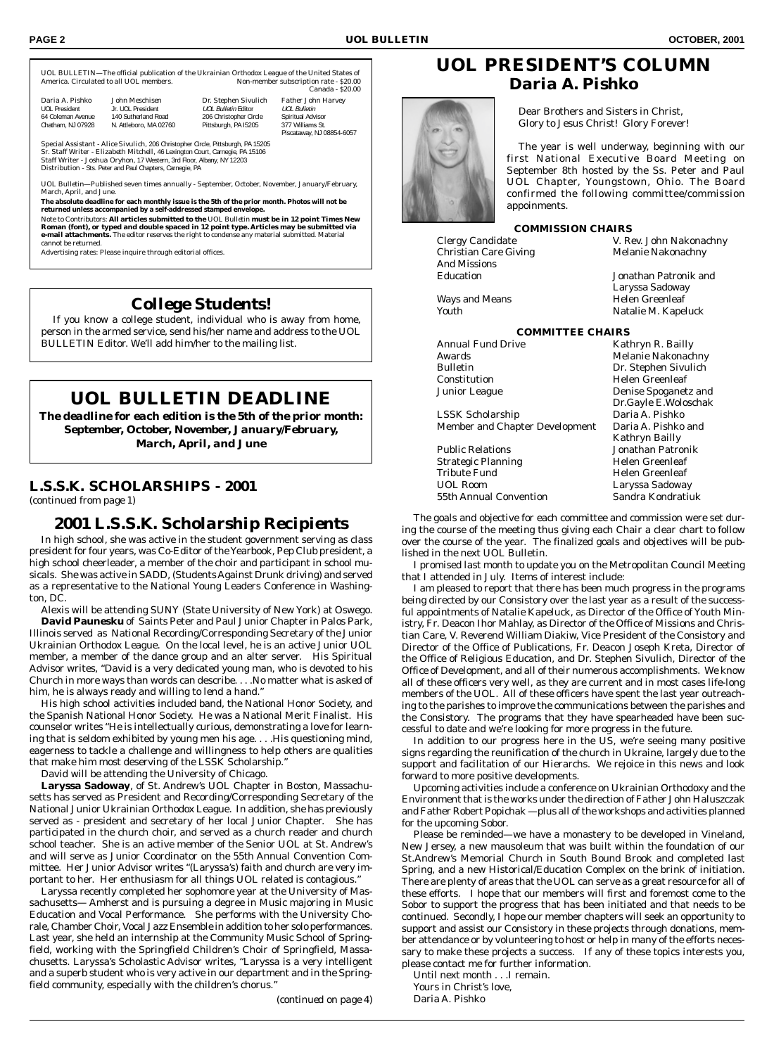UOL BULLETIN—The official publication of the Ukrainian Orthodox League of the United States of America. Circulated to all UOL members. Non-member subscription rate - $20.00 Canada - $20.00

| Daria A. Pishko | John Meschisen | Dr. Stephen Sivulich | Father John Harvey |
|---|---|---|---|
| UOL President | Jr. UOL President | *UOL Bulletin* Editor | *UOL Bulletin* |
| 64 Coleman Avenue | 140 Sutherland Road | 206 Christopher Circle | Spiritual Advisor |
| Chatham, NJ 07928 | N. Attleboro, MA 02760 | Pittsburgh, PA 15205 | 377 Williams St. |
| | | | Piscataway, NJ 08854-6057 |

Special Assistant - Alice Sivulich, 206 Christopher Circle, Pittsburgh, PA 15205
Sr. Staff Writer - Elizabeth Mitchell, 46 Lexington Court, Carnegie, PA 15106
Staff Writer - Joshua Oryhon, 17 Western, 3rd Floor, Albany, NY 12203
Distribution - Sts. Peter and Paul Chapters, Carnegie, PA

UOL Bulletin—Published seven times annually - September, October, November, January/February, March, April, and June.

**The absolute deadline for each monthly issue is the 5th of the prior month. Photos will not be returned unless accompanied by a self-addressed stamped envelope.**

Note to Contributors: **All articles submitted to the** *UOL Bulletin* **must be in 12 point Times New Roman (font), or typed and double spaced in 12 point type. Articles may be submitted via e-mail attachments.** The editor reserves the right to condense any material submitted. Material cannot be returned.

Advertising rates: Please inquire through editorial offices.

## College Students!

If you know a college student, individual who is away from home, person in the armed service, send his/her name and address to the UOL BULLETIN Editor. We'll add him/her to the mailing list.

## UOL BULLETIN DEADLINE

***The deadline for each edition is the 5th of the prior month: September, October, November, January/February, March, April, and June***

### L.S.S.K. SCHOLARSHIPS - 2001

*(continued from page 1)*

## 2001 L.S.S.K. Scholarship Recipients

In high school, she was active in the student government serving as class president for four years, was Co-Editor of the Yearbook, Pep Club president, a high school cheerleader, a member of the choir and participant in school musicals. She was active in SADD, (Students Against Drunk driving) and served as a representative to the National Young Leaders Conference in Washington, DC.

Alexis will be attending SUNY (State University of New York) at Oswego.

**David Paunesku** of Saints Peter and Paul Junior Chapter in Palos Park, Illinois served as National Recording/Corresponding Secretary of the Junior Ukrainian Orthodox League. On the local level, he is an active Junior UOL member, a member of the dance group and an alter server. His Spiritual Advisor writes, "David is a very dedicated young man, who is devoted to his Church in more ways than words can describe. . . .No matter what is asked of him, he is always ready and willing to lend a hand."

His high school activities included band, the National Honor Society, and the Spanish National Honor Society. He was a National Merit Finalist. His counselor writes "He is intellectually curious, demonstrating a love for learning that is seldom exhibited by young men his age. . . .His questioning mind, eagerness to tackle a challenge and willingness to help others are qualities that make him most deserving of the LSSK Scholarship."

David will be attending the University of Chicago.

**Laryssa Sadoway**, of St. Andrew's UOL Chapter in Boston, Massachusetts has served as President and Recording/Corresponding Secretary of the National Junior Ukrainian Orthodox League. In addition, she has previously served as - president and secretary of her local Junior Chapter. She has participated in the church choir, and served as a church reader and church school teacher. She is an active member of the Senior UOL at St. Andrew's and will serve as Junior Coordinator on the 55th Annual Convention Committee. Her Junior Advisor writes "(Laryssa's) faith and church are very important to her. Her enthusiasm for all things UOL related is contagious."

Laryssa recently completed her sophomore year at the University of Massachusetts— Amherst and is pursuing a degree in Music majoring in Music Education and Vocal Performance. She performs with the University Chorale, Chamber Choir, Vocal Jazz Ensemble in addition to her solo performances. Last year, she held an internship at the Community Music School of Springfield, working with the Springfield Children's Choir of Springfield, Massachusetts. Laryssa's Scholastic Advisor writes, "Laryssa is a very intelligent and a superb student who is very active in our department and in the Springfield community, especially with the children's chorus."

*(continued on page 4)*

# UOL PRESIDENT'S COLUMN

## Daria A. Pishko

Dear Brothers and Sisters in Christ,
Glory to Jesus Christ! Glory Forever!

The year is well underway, beginning with our first National Executive Board Meeting on September 8th hosted by the Ss. Peter and Paul UOL Chapter, Youngstown, Ohio. The Board confirmed the following committee/commission appointments.

**COMMISSION CHAIRS**

| | |
|---|---|
| Clergy Candidate | V. Rev. John Nakonachny |
| Christian Care Giving And Missions | Melanie Nakonachny |
| Education | Jonathan Patronik and Laryssa Sadoway |
| Ways and Means | Helen Greenleaf |
| Youth | Natalie M. Kapeluck |

**COMMITTEE CHAIRS**

| | |
|---|---|
| Annual Fund Drive | Kathryn R. Bailly |
| Awards | Melanie Nakonachny |
| Bulletin | Dr. Stephen Sivulich |
| Constitution | Helen Greenleaf |
| Junior League | Denise Spoganetz and Dr.Gayle E.Woloschak |
| LSSK Scholarship | Daria A. Pishko |
| Member and Chapter Development | Daria A. Pishko and Kathryn Bailly |
| Public Relations | Jonathan Patronik |
| Strategic Planning | Helen Greenleaf |
| Tribute Fund | Helen Greenleaf |
| UOL Room | Laryssa Sadoway |
| 55th Annual Convention | Sandra Kondratiuk |

The goals and objective for each committee and commission were set during the course of the meeting thus giving each Chair a clear chart to follow over the course of the year. The finalized goals and objectives will be published in the next UOL Bulletin.

I promised last month to update you on the Metropolitan Council Meeting that I attended in July. Items of interest include:

I am pleased to report that there has been much progress in the programs being directed by our Consistory over the last year as a result of the successful appointments of Natalie Kapeluck, as Director of the Office of Youth Ministry, Fr. Deacon Ihor Mahlay, as Director of the Office of Missions and Christian Care, V. Reverend William Diakiw, Vice President of the Consistory and Director of the Office of Publications, Fr. Deacon Joseph Kreta, Director of the Office of Religious Education, and Dr. Stephen Sivulich, Director of the Office of Development, and all of their numerous accomplishments. We know all of these officers very well, as they are current and in most cases life-long members of the UOL. All of these officers have spent the last year outreaching to the parishes to improve the communications between the parishes and the Consistory. The programs that they have spearheaded have been successful to date and we're looking for more progress in the future.

In addition to our progress here in the US, we're seeing many positive signs regarding the reunification of the church in Ukraine, largely due to the support and facilitation of our Hierarchs. We rejoice in this news and look forward to more positive developments.

Upcoming activities include a conference on Ukrainian Orthodoxy and the Environment that is the works under the direction of Father John Haluszczak and Father Robert Popichak —plus all of the workshops and activities planned for the upcoming Sobor.

Please be reminded—we have a monastery to be developed in Vineland, New Jersey, a new mausoleum that was built within the foundation of our St.Andrew's Memorial Church in South Bound Brook and completed last Spring, and a new Historical/Education Complex on the brink of initiation. There are plenty of areas that the UOL can serve as a great resource for all of these efforts. I hope that our members will first and foremost come to the Sobor to support the progress that has been initiated and that needs to be continued. Secondly, I hope our member chapters will seek an opportunity to support and assist our Consistory in these projects through donations, member attendance or by volunteering to host or help in many of the efforts necessary to make these projects a success. If any of these topics interests you, please contact me for further information.

Until next month . . .I remain.
Yours in Christ's love,
Daria A. Pishko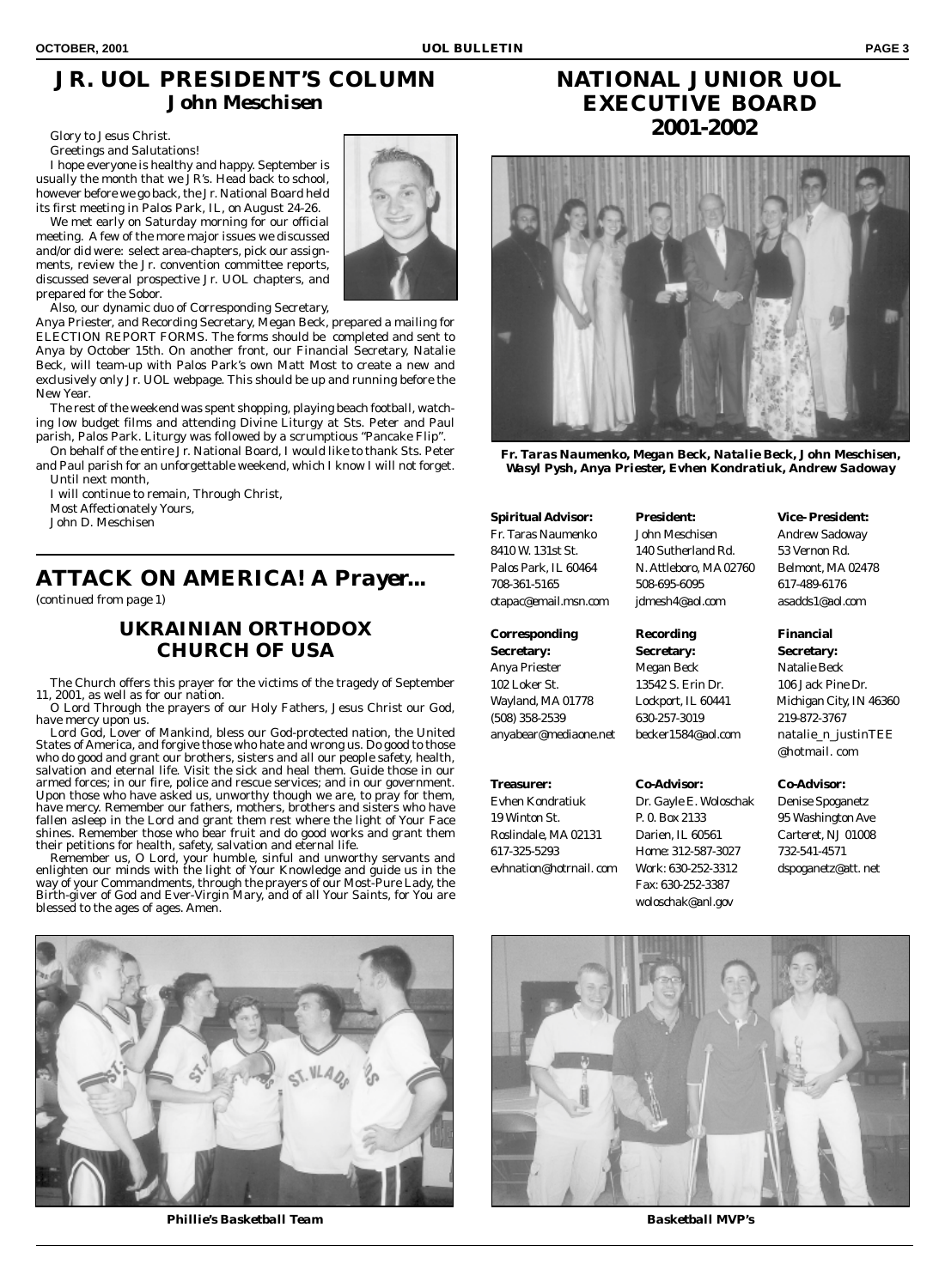# JR. UOL PRESIDENT'S COLUMN

## John Meschisen

Glory to Jesus Christ.

Greetings and Salutations!

I hope everyone is healthy and happy. September is usually the month that we JR's. Head back to school, however before we go back, the Jr. National Board held its first meeting in Palos Park, IL, on August 24-26.

We met early on Saturday morning for our official meeting. A few of the more major issues we discussed and/or did were: select area-chapters, pick our assignments, review the Jr. convention committee reports, discussed several prospective Jr. UOL chapters, and prepared for the Sobor.

Also, our dynamic duo of Corresponding Secretary, Anya Priester, and Recording Secretary, Megan Beck, prepared a mailing for ELECTION REPORT FORMS. The forms should be completed and sent to Anya by October 15th. On another front, our Financial Secretary, Natalie Beck, will team-up with Palos Park's own Matt Most to create a new and exclusively only Jr. UOL webpage. This should be up and running before the New Year.

The rest of the weekend was spent shopping, playing beach football, watching low budget films and attending Divine Liturgy at Sts. Peter and Paul parish, Palos Park. Liturgy was followed by a scrumptious "Pancake Flip".

On behalf of the entire Jr. National Board, I would like to thank Sts. Peter and Paul parish for an unforgettable weekend, which I know I will not forget.

Until next month,

I will continue to remain, Through Christ,

Most Affectionately Yours,

John D. Meschisen

# ATTACK ON AMERICA! A Prayer...

*(continued from page 1)*

## UKRAINIAN ORTHODOX CHURCH OF USA

The Church offers this prayer for the victims of the tragedy of September 11, 2001, as well as for our nation.

O Lord Through the prayers of our Holy Fathers, Jesus Christ our God, have mercy upon us.

Lord God, Lover of Mankind, bless our God-protected nation, the United States of America, and forgive those who hate and wrong us. Do good to those who do good and grant our brothers, sisters and all our people safety, health, salvation and eternal life. Visit the sick and heal them. Guide those in our armed forces; in our fire, police and rescue services; and in our government. Upon those who have asked us, unworthy though we are, to pray for them, have mercy. Remember our fathers, mothers, brothers and sisters who have fallen asleep in the Lord and grant them rest where the light of Your Face shines. Remember those who bear fruit and do good works and grant them their petitions for health, safety, salvation and eternal life.

Remember us, O Lord, your humble, sinful and unworthy servants and enlighten our minds with the light of Your Knowledge and guide us in the way of your Commandments, through the prayers of our Most-Pure Lady, the Birth-giver of God and Ever-Virgin Mary, and of all Your Saints, for You are blessed to the ages of ages. Amen.

# NATIONAL JUNIOR UOL EXECUTIVE BOARD 2001-2002

**Fr. Taras Naumenko, Megan Beck, Natalie Beck, John Meschisen, Wasyl Pysh, Anya Priester, Evhen Kondratiuk, Andrew Sadoway**

**Spiritual Advisor:**
Fr. Taras Naumenko
8410 W. 131st St.
Palos Park, IL 60464
708-361-5165
otapac@email.msn.com

**President:**
John Meschisen
140 Sutherland Rd.
N. Attleboro, MA 02760
508-695-6095
jdmesh4@aol.com

**Vice-President:**
Andrew Sadoway
53 Vernon Rd.
Belmont, MA 02478
617-489-6176
asadds1@aol.com

**Corresponding Secretary:**
Anya Priester
102 Loker St.
Wayland, MA 01778
(508) 358-2539
anyabear@mediaone.net

**Recording Secretary:**
Megan Beck
13542 S. Erin Dr.
Lockport, IL 60441
630-257-3019
becker1584@aol.com

**Financial Secretary:**
Natalie Beck
106 Jack Pine Dr.
Michigan City, IN 46360
219-872-3767
natalie_n_justinTEE@hotmail. com

**Treasurer:**
Evhen Kondratiuk
19 Winton St.
Roslindale, MA 02131
617-325-5293
evhnation@hotrnail. com

**Co-Advisor:**
Dr. Gayle E. Woloschak
P. 0. Box 2133
Darien, IL 60561
Home: 312-587-3027
Work: 630-252-3312
Fax: 630-252-3387
woloschak@anl.gov

**Co-Advisor:**
Denise Spoganetz
95 Washington Ave
Carteret, NJ 01008
732-541-4571
dspoganetz@att. net

**Phillie's Basketball Team**

**Basketball MVP's**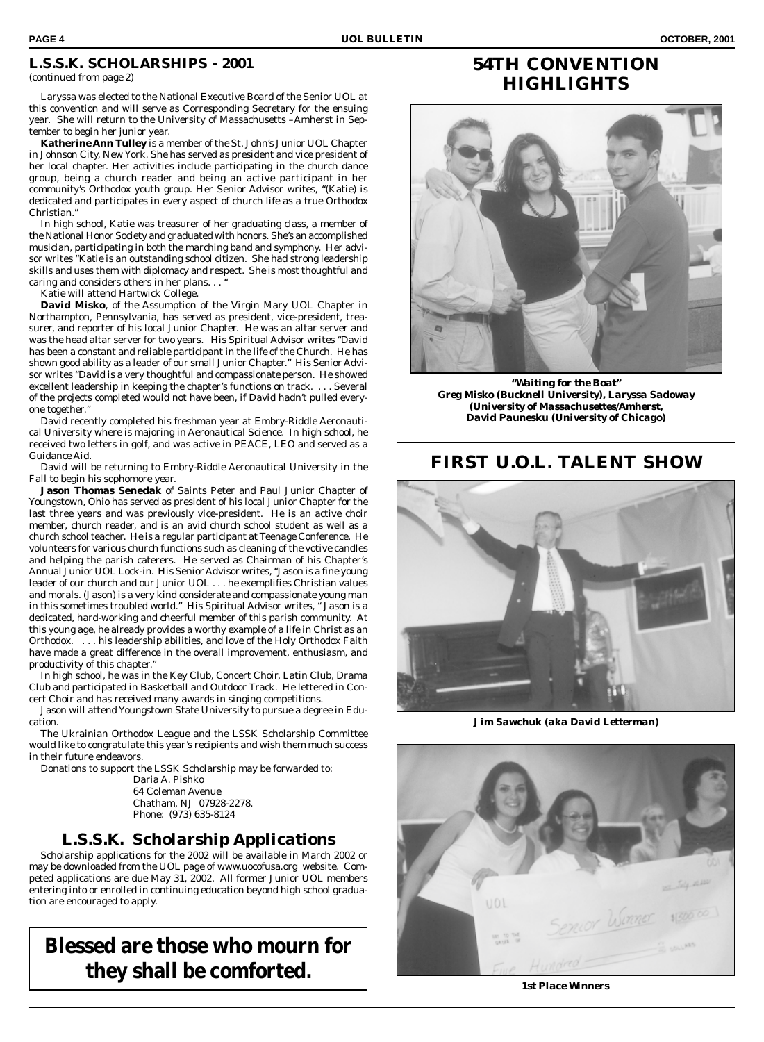## L.S.S.K. SCHOLARSHIPS - 2001

*(continued from page 2)*

Laryssa was elected to the National Executive Board of the Senior UOL at this convention and will serve as Corresponding Secretary for the ensuing year. She will return to the University of Massachusetts –Amherst in September to begin her junior year.

**Katherine Ann Tulley** is a member of the St. John's Junior UOL Chapter in Johnson City, New York. She has served as president and vice president of her local chapter. Her activities include participating in the church dance group, being a church reader and being an active participant in her community's Orthodox youth group. Her Senior Advisor writes, "(Katie) is dedicated and participates in every aspect of church life as a true Orthodox Christian."

In high school, Katie was treasurer of her graduating class, a member of the National Honor Society and graduated with honors. She's an accomplished musician, participating in both the marching band and symphony. Her advisor writes "Katie is an outstanding school citizen. She had strong leadership skills and uses them with diplomacy and respect. She is most thoughtful and caring and considers others in her plans. . . "

Katie will attend Hartwick College.

**David Misko**, of the Assumption of the Virgin Mary UOL Chapter in Northampton, Pennsylvania, has served as president, vice-president, treasurer, and reporter of his local Junior Chapter. He was an altar server and was the head altar server for two years. His Spiritual Advisor writes "David has been a constant and reliable participant in the life of the Church. He has shown good ability as a leader of our small Junior Chapter." His Senior Advisor writes "David is a very thoughtful and compassionate person. He showed excellent leadership in keeping the chapter's functions on track. . . . Several of the projects completed would not have been, if David hadn't pulled everyone together."

David recently completed his freshman year at Embry-Riddle Aeronautical University where is majoring in Aeronautical Science. In high school, he received two letters in golf, and was active in PEACE, LEO and served as a Guidance Aid.

David will be returning to Embry-Riddle Aeronautical University in the Fall to begin his sophomore year.

**Jason Thomas Senedak** of Saints Peter and Paul Junior Chapter of Youngstown, Ohio has served as president of his local Junior Chapter for the last three years and was previously vice-president. He is an active choir member, church reader, and is an avid church school student as well as a church school teacher. He is a regular participant at Teenage Conference. He volunteers for various church functions such as cleaning of the votive candles and helping the parish caterers. He served as Chairman of his Chapter's Annual Junior UOL Lock-in. His Senior Advisor writes, "Jason is a fine young leader of our church and our Junior UOL . . . he exemplifies Christian values and morals. (Jason) is a very kind considerate and compassionate young man in this sometimes troubled world." His Spiritual Advisor writes, " Jason is a dedicated, hard-working and cheerful member of this parish community. At this young age, he already provides a worthy example of a life in Christ as an Orthodox. . . . his leadership abilities, and love of the Holy Orthodox Faith have made a great difference in the overall improvement, enthusiasm, and productivity of this chapter."

In high school, he was in the Key Club, Concert Choir, Latin Club, Drama Club and participated in Basketball and Outdoor Track. He lettered in Concert Choir and has received many awards in singing competitions.

Jason will attend Youngstown State University to pursue a degree in Education.

The Ukrainian Orthodox League and the LSSK Scholarship Committee would like to congratulate this year's recipients and wish them much success in their future endeavors.

Donations to support the LSSK Scholarship may be forwarded to:

Daria A. Pishko
64 Coleman Avenue
Chatham, NJ 07928-2278.
Phone: (973) 635-8124

## L.S.S.K. Scholarship Applications

Scholarship applications for the 2002 will be available in March 2002 or may be downloaded from the UOL page of www.uocofusa.org website. Competed applications are due May 31, 2002. All former Junior UOL members entering into or enrolled in continuing education beyond high school graduation are encouraged to apply.

**Blessed are those who mourn for they shall be comforted.**

## 54TH CONVENTION HIGHLIGHTS

***"Waiting for the Boat"***
***Greg Misko (Bucknell University), Laryssa Sadoway (University of Massachusettes/Amherst, David Paunesku (University of Chicago)***

## FIRST U.O.L. TALENT SHOW

***Jim Sawchuk (aka David Letterman)***

***1st Place Winners***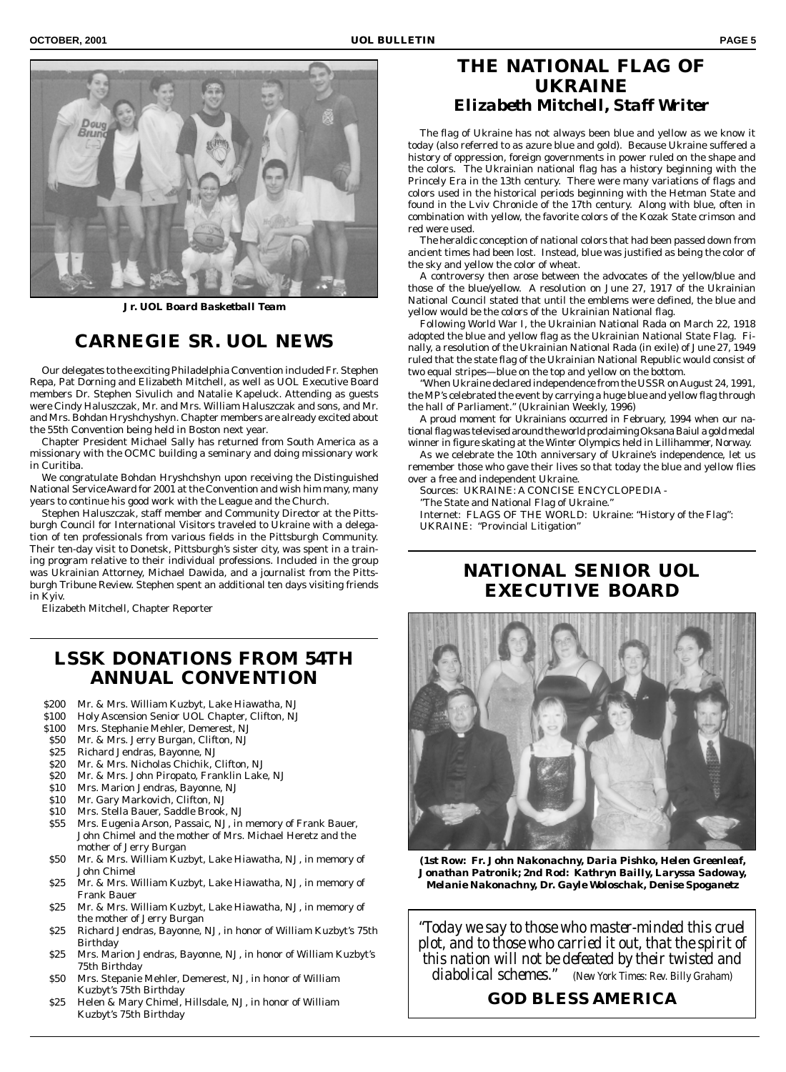Jr. UOL Board Basketball Team

## CARNEGIE SR. UOL NEWS

Our delegates to the exciting Philadelphia Convention included Fr. Stephen Repa, Pat Dorning and Elizabeth Mitchell, as well as UOL Executive Board members Dr. Stephen Sivulich and Natalie Kapeluck. Attending as guests were Cindy Haluszczak, Mr. and Mrs. William Haluszczak and sons, and Mr. and Mrs. Bohdan Hryshchyshyn. Chapter members are already excited about the 55th Convention being held in Boston next year.

Chapter President Michael Sally has returned from South America as a missionary with the OCMC building a seminary and doing missionary work in Curitiba.

We congratulate Bohdan Hryshchshyn upon receiving the Distinguished National Service Award for 2001 at the Convention and wish him many, many years to continue his good work with the League and the Church.

Stephen Haluszczak, staff member and Community Director at the Pittsburgh Council for International Visitors traveled to Ukraine with a delegation of ten professionals from various fields in the Pittsburgh Community. Their ten-day visit to Donetsk, Pittsburgh's sister city, was spent in a training program relative to their individual professions. Included in the group was Ukrainian Attorney, Michael Dawida, and a journalist from the Pittsburgh Tribune Review. Stephen spent an additional ten days visiting friends in Kyiv.

Elizabeth Mitchell, Chapter Reporter

## LSSK DONATIONS FROM 54TH ANNUAL CONVENTION

- \$200 Mr. & Mrs. William Kuzbyt, Lake Hiawatha, NJ
- \$100 Holy Ascension Senior UOL Chapter, Clifton, NJ
- \$100 Mrs. Stephanie Mehler, Demerest, NJ
- \$50 Mr. & Mrs. Jerry Burgan, Clifton, NJ
- \$25 Richard Jendras, Bayonne, NJ
- \$20 Mr. & Mrs. Nicholas Chichik, Clifton, NJ
- \$20 Mr. & Mrs. John Piropato, Franklin Lake, NJ
- \$10 Mrs. Marion Jendras, Bayonne, NJ
- \$10 Mr. Gary Markovich, Clifton, NJ
- \$10 Mrs. Stella Bauer, Saddle Brook, NJ
- \$55 Mrs. Eugenia Arson, Passaic, NJ, in memory of Frank Bauer, John Chimel and the mother of Mrs. Michael Heretz and the mother of Jerry Burgan
- \$50 Mr. & Mrs. William Kuzbyt, Lake Hiawatha, NJ, in memory of John Chimel
- \$25 Mr. & Mrs. William Kuzbyt, Lake Hiawatha, NJ, in memory of Frank Bauer
- \$25 Mr. & Mrs. William Kuzbyt, Lake Hiawatha, NJ, in memory of the mother of Jerry Burgan
- \$25 Richard Jendras, Bayonne, NJ, in honor of William Kuzbyt's 75th Birthday
- \$25 Mrs. Marion Jendras, Bayonne, NJ, in honor of William Kuzbyt's 75th Birthday
- \$50 Mrs. Stepanie Mehler, Demerest, NJ, in honor of William Kuzbyt's 75th Birthday
- \$25 Helen & Mary Chimel, Hillsdale, NJ, in honor of William Kuzbyt's 75th Birthday

## THE NATIONAL FLAG OF UKRAINE

### Elizabeth Mitchell, Staff Writer

The flag of Ukraine has not always been blue and yellow as we know it today (also referred to as azure blue and gold). Because Ukraine suffered a history of oppression, foreign governments in power ruled on the shape and the colors. The Ukrainian national flag has a history beginning with the Princely Era in the 13th century. There were many variations of flags and colors used in the historical periods beginning with the Hetman State and found in the Lviv Chronicle of the 17th century. Along with blue, often in combination with yellow, the favorite colors of the Kozak State crimson and red were used.

The heraldic conception of national colors that had been passed down from ancient times had been lost. Instead, blue was justified as being the color of the sky and yellow the color of wheat.

A controversy then arose between the advocates of the yellow/blue and those of the blue/yellow. A resolution on June 27, 1917 of the Ukrainian National Council stated that until the emblems were defined, the blue and yellow would be the colors of the Ukrainian National flag.

Following World War I, the Ukrainian National Rada on March 22, 1918 adopted the blue and yellow flag as the Ukrainian National State Flag. Finally, a resolution of the Ukrainian National Rada (in exile) of June 27, 1949 ruled that the state flag of the Ukrainian National Republic would consist of two equal stripes—blue on the top and yellow on the bottom.

"When Ukraine declared independence from the USSR on August 24, 1991, the MP's celebrated the event by carrying a huge blue and yellow flag through the hall of Parliament." (Ukrainian Weekly, 1996)

A proud moment for Ukrainians occurred in February, 1994 when our national flag was televised around the world proclaiming Oksana Baiul a gold medal winner in figure skating at the Winter Olympics held in Lillihammer, Norway.

As we celebrate the 10th anniversary of Ukraine's independence, let us remember those who gave their lives so that today the blue and yellow flies over a free and independent Ukraine.

Sources: UKRAINE: A CONCISE ENCYCLOPEDIA -
"The State and National Flag of Ukraine."
Internet: FLAGS OF THE WORLD: Ukraine: "History of the Flag":
UKRAINE: "Provincial Litigation"

## NATIONAL SENIOR UOL EXECUTIVE BOARD

**(1st Row: Fr. John Nakonachny, Daria Pishko, Helen Greenleaf, Jonathan Patronik; 2nd Rod: Kathryn Bailly, Laryssa Sadoway, Melanie Nakonachny, Dr. Gayle Woloschak, Denise Spoganetz**

*"Today we say to those who master-minded this cruel plot, and to those who carried it out, that the spirit of this nation will not be defeated by their twisted and diabolical schemes."* (New York Times: Rev. Billy Graham)

**GOD BLESS AMERICA**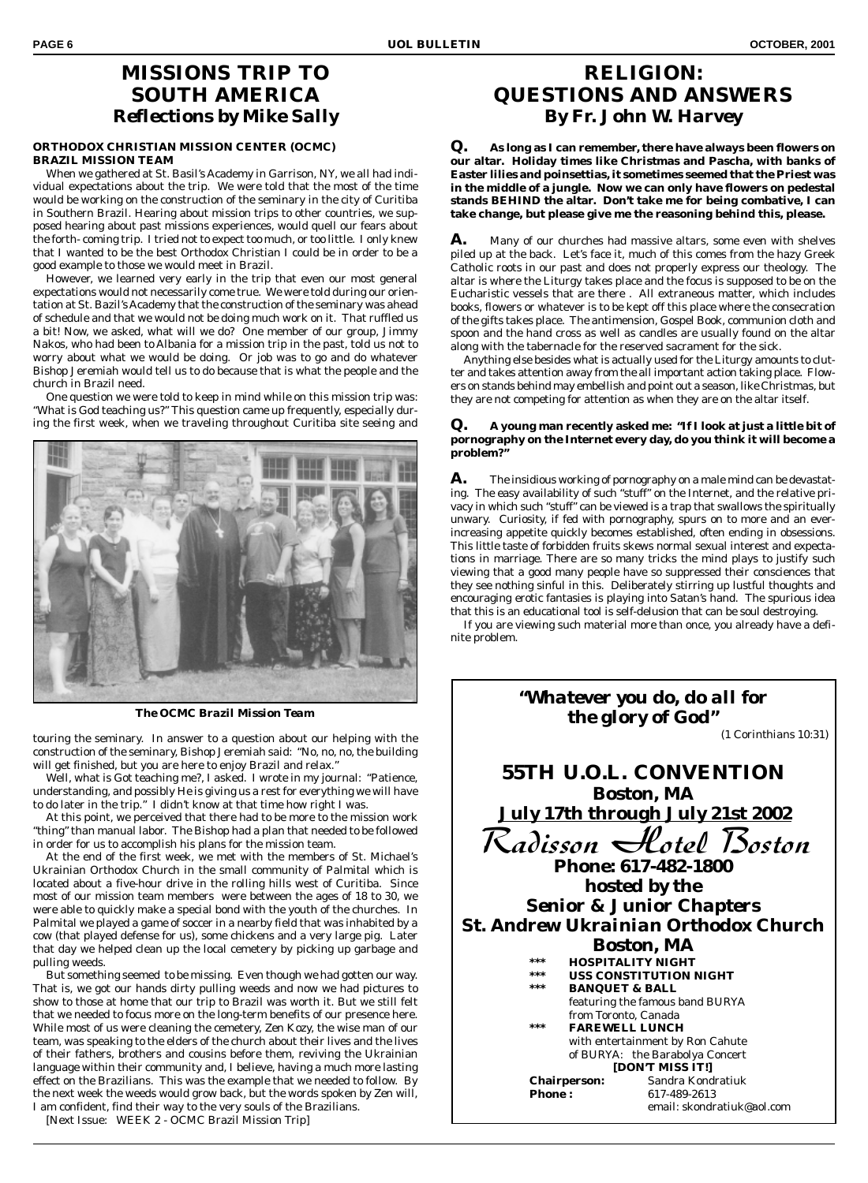# MISSIONS TRIP TO SOUTH AMERICA

## *Reflections by Mike Sally*

**ORTHODOX CHRISTIAN MISSION CENTER (OCMC) BRAZIL MISSION TEAM**

When we gathered at St. Basil's Academy in Garrison, NY, we all had individual expectations about the trip. We were told that the most of the time would be working on the construction of the seminary in the city of Curitiba in Southern Brazil. Hearing about mission trips to other countries, we supposed hearing about past missions experiences, would quell our fears about the forth- coming trip. I tried not to expect too much, or too little. I only knew that I wanted to be the best Orthodox Christian I could be in order to be a good example to those we would meet in Brazil.

However, we learned very early in the trip that even our most general expectations would not necessarily come true. We were told during our orientation at St. Bazil's Academy that the construction of the seminary was ahead of schedule and that we would not be doing much work on it. That ruffled us a bit! Now, we asked, what will we do? One member of our group, Jimmy Nakos, who had been to Albania for a mission trip in the past, told us not to worry about what we would be doing. Or job was to go and do whatever Bishop Jeremiah would tell us to do because that is what the people and the church in Brazil need.

One question we were told to keep in mind while on this mission trip was: "What is God teaching us?" This question came up frequently, especially during the first week, when we traveling throughout Curitiba site seeing and touring the seminary. In answer to a question about our helping with the construction of the seminary, Bishop Jeremiah said: "No, no, no, the building will get finished, but you are here to enjoy Brazil and relax."

**The OCMC Brazil Mission Team**

Well, what is Got teaching me?, I asked. I wrote in my journal: "Patience, understanding, and possibly He is giving us a rest for everything we will have to do later in the trip." I didn't know at that time how right I was.

At this point, we perceived that there had to be more to the mission work "thing" than manual labor. The Bishop had a plan that needed to be followed in order for us to accomplish his plans for the mission team.

At the end of the first week, we met with the members of St. Michael's Ukrainian Orthodox Church in the small community of Palmital which is located about a five-hour drive in the rolling hills west of Curitiba. Since most of our mission team members were between the ages of 18 to 30, we were able to quickly make a special bond with the youth of the churches. In Palmital we played a game of soccer in a nearby field that was inhabited by a cow (that played defense for us), some chickens and a very large pig. Later that day we helped clean up the local cemetery by picking up garbage and pulling weeds.

But something seemed to be missing. Even though we had gotten our way. That is, we got our hands dirty pulling weeds and now we had pictures to show to those at home that our trip to Brazil was worth it. But we still felt that we needed to focus more on the long-term benefits of our presence here. While most of us were cleaning the cemetery, Zen Kozy, the wise man of our team, was speaking to the elders of the church about their lives and the lives of their fathers, brothers and cousins before them, reviving the Ukrainian language within their community and, I believe, having a much more lasting effect on the Brazilians. This was the example that we needed to follow. By the next week the weeds would grow back, but the words spoken by Zen will, I am confident, find their way to the very souls of the Brazilians.

[Next Issue: WEEK 2 - OCMC Brazil Mission Trip]

# RELIGION: QUESTIONS AND ANSWERS

## *By Fr. John W. Harvey*

**Q. As long as I can remember, there have always been flowers on our altar. Holiday times like Christmas and Pascha, with banks of Easter lilies and poinsettias, it sometimes seemed that the Priest was in the middle of a jungle. Now we can only have flowers on pedestal stands BEHIND the altar. Don't take me for being combative, I can take change, but please give me the reasoning behind this, please.**

**A.** Many of our churches had massive altars, some even with shelves piled up at the back. Let's face it, much of this comes from the hazy Greek Catholic roots in our past and does not properly express our theology. The altar is where the Liturgy takes place and the focus is supposed to be on the Eucharistic vessels that are there . All extraneous matter, which includes books, flowers or whatever is to be kept off this place where the consecration of the gifts takes place. The antimension, Gospel Book, communion cloth and spoon and the hand cross as well as candles are usually found on the altar along with the tabernacle for the reserved sacrament for the sick.

Anything else besides what is actually used for the Liturgy amounts to clutter and takes attention away from the all important action taking place. Flowers on stands behind may embellish and point out a season, like Christmas, but they are not competing for attention as when they are on the altar itself.

**Q. A young man recently asked me: "If I look at just a little bit of pornography on the Internet every day, do you think it will become a problem?"**

**A.** The insidious working of pornography on a male mind can be devastating. The easy availability of such "stuff" on the Internet, and the relative privacy in which such "stuff" can be viewed is a trap that swallows the spiritually unwary. Curiosity, if fed with pornography, spurs on to more and an ever-increasing appetite quickly becomes established, often ending in obsessions. This little taste of forbidden fruits skews normal sexual interest and expectations in marriage. There are so many tricks the mind plays to justify such viewing that a good many people have so suppressed their consciences that they see nothing sinful in this. Deliberately stirring up lustful thoughts and encouraging erotic fantasies is playing into Satan's hand. The spurious idea that this is an educational tool is self-delusion that can be soul destroying.

If you are viewing such material more than once, you already have a definite problem.

---

***"Whatever you do, do all for the glory of God"***

*(1 Corinthians 10:31)*

## 55TH U.O.L. CONVENTION

**Boston, MA**

**July 17th through July 21st 2002**

*Radisson Hotel Boston*

**Phone: 617-482-1800**

***hosted by the***

***Senior & Junior Chapters***

***St. Andrew Ukrainian Orthodox Church***

***Boston, MA***

- *** **HOSPITALITY NIGHT**
- *** **USS CONSTITUTION NIGHT**
- *** **BANQUET & BALL** featuring the famous band BURYA from Toronto, Canada
- *** **FAREWELL LUNCH** with entertainment by Ron Cahute of BURYA: the Barabolya Concert

**[DON'T MISS IT!]**

**Chairperson:** Sandra Kondratiuk
**Phone :** 617-489-2613
email: skondratiuk@aol.com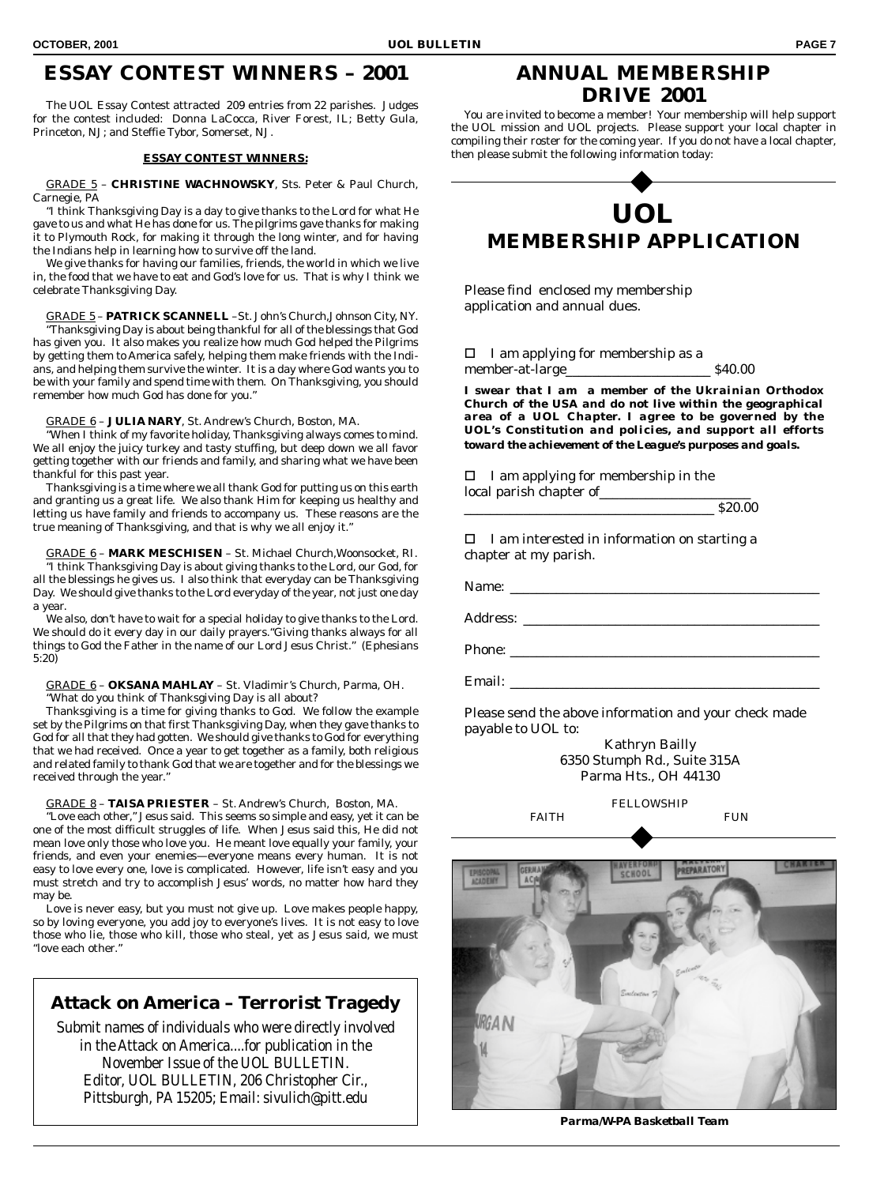# ESSAY CONTEST WINNERS – 2001

The UOL Essay Contest attracted 209 entries from 22 parishes. Judges for the contest included: Donna LaCocca, River Forest, IL; Betty Gula, Princeton, NJ; and Steffie Tybor, Somerset, NJ.

**ESSAY CONTEST WINNERS:**

GRADE 5 – **CHRISTINE WACHNOWSKY**, Sts. Peter & Paul Church, Carnegie, PA

"I think Thanksgiving Day is a day to give thanks to the Lord for what He gave to us and what He has done for us. The pilgrims gave thanks for making it to Plymouth Rock, for making it through the long winter, and for having the Indians help in learning how to survive off the land.

We give thanks for having our families, friends, the world in which we live in, the food that we have to eat and God's love for us. That is why I think we celebrate Thanksgiving Day.

GRADE 5 – **PATRICK SCANNELL** –St. John's Church,Johnson City, NY.

"Thanksgiving Day is about being thankful for all of the blessings that God has given you. It also makes you realize how much God helped the Pilgrims by getting them to America safely, helping them make friends with the Indians, and helping them survive the winter. It is a day where God wants you to be with your family and spend time with them. On Thanksgiving, you should remember how much God has done for you."

GRADE 6 – **JULIA NARY**, St. Andrew's Church, Boston, MA.

"When I think of my favorite holiday, Thanksgiving always comes to mind. We all enjoy the juicy turkey and tasty stuffing, but deep down we all favor getting together with our friends and family, and sharing what we have been thankful for this past year.

Thanksgiving is a time where we all thank God for putting us on this earth and granting us a great life. We also thank Him for keeping us healthy and letting us have family and friends to accompany us. These reasons are the true meaning of Thanksgiving, and that is why we all enjoy it."

GRADE 6 – **MARK MESCHISEN** – St. Michael Church,Woonsocket, RI.

"I think Thanksgiving Day is about giving thanks to the Lord, our God, for all the blessings he gives us. I also think that everyday can be Thanksgiving Day. We should give thanks to the Lord everyday of the year, not just one day a year.

We also, don't have to wait for a special holiday to give thanks to the Lord. We should do it every day in our daily prayers."Giving thanks always for all things to God the Father in the name of our Lord Jesus Christ." (Ephesians 5:20)

GRADE 6 – **OKSANA MAHLAY** – St. Vladimir's Church, Parma, OH.

"What do you think of Thanksgiving Day is all about?

Thanksgiving is a time for giving thanks to God. We follow the example set by the Pilgrims on that first Thanksgiving Day, when they gave thanks to God for all that they had gotten. We should give thanks to God for everything that we had received. Once a year to get together as a family, both religious and related family to thank God that we are together and for the blessings we received through the year."

GRADE 8 – **TAISA PRIESTER** – St. Andrew's Church, Boston, MA.

"Love each other," Jesus said. This seems so simple and easy, yet it can be one of the most difficult struggles of life. When Jesus said this, He did not mean love only those who love you. He meant love equally your family, your friends, and even your enemies—everyone means every human. It is not easy to love every one, love is complicated. However, life isn't easy and you must stretch and try to accomplish Jesus' words, no matter how hard they may be.

Love is never easy, but you must not give up. Love makes people happy, so by loving everyone, you add joy to everyone's lives. It is not easy to love those who lie, those who kill, those who steal, yet as Jesus said, we must "love each other."

## Attack on America – Terrorist Tragedy

*Submit names of individuals who were directly involved in the Attack on America....for publication in the November Issue of the UOL BULLETIN. Editor, UOL BULLETIN, 206 Christopher Cir., Pittsburgh, PA 15205; Email: sivulich@pitt.edu*

# ANNUAL MEMBERSHIP DRIVE 2001

You are invited to become a member! Your membership will help support the UOL mission and UOL projects. Please support your local chapter in compiling their roster for the coming year. If you do not have a local chapter, then please submit the following information today:

## UOL MEMBERSHIP APPLICATION

Please find enclosed my membership application and annual dues.

☐ I am applying for membership as a member-at-large____________________ $40.00

**I swear that I am a member of the Ukrainian Orthodox Church of the USA and do not live within the geographical area of a UOL Chapter. I agree to be governed by the UOL's Constitution and policies, and support all efforts toward the achievement of the League's purposes and goals.**

☐ I am applying for membership in the local parish chapter of____________________
________________________________ $20.00

☐ I am interested in information on starting a chapter at my parish.

Name: ________________________________________

Address: ______________________________________

Phone: ________________________________________

Email: ________________________________________

Please send the above information and your check made payable to UOL to:

Kathryn Bailly
6350 Stumph Rd., Suite 315A
Parma Hts., OH 44130

FAITH FELLOWSHIP FUN

**Parma/W-PA Basketball Team**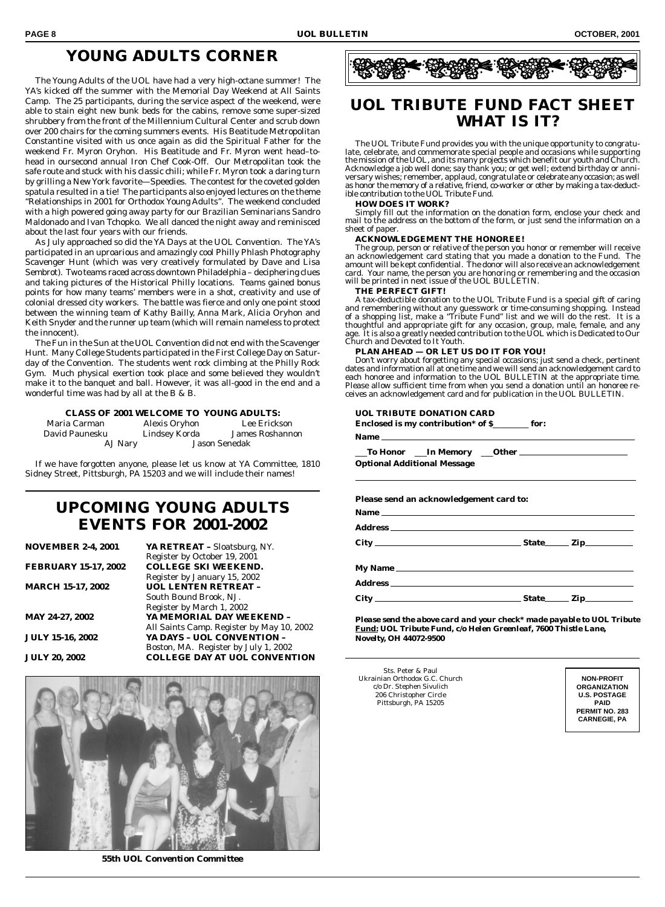# YOUNG ADULTS CORNER

The Young Adults of the UOL have had a very high-octane summer! The YA's kicked off the summer with the Memorial Day Weekend at All Saints Camp. The 25 participants, during the service aspect of the weekend, were able to stain eight new bunk beds for the cabins, remove some super-sized shrubbery from the front of the Millennium Cultural Center and scrub down over 200 chairs for the coming summers events. His Beatitude Metropolitan Constantine visited with us once again as did the Spiritual Father for the weekend Fr. Myron Oryhon. His Beatitude and Fr. Myron went head–to-head in oursecond annual Iron Chef Cook-Off. Our Metropolitan took the safe route and stuck with his classic chili; while Fr. Myron took a daring turn by grilling a New York favorite—Speedies. The contest for the coveted golden spatula resulted in a tie! The participants also enjoyed lectures on the theme "Relationships in 2001 for Orthodox Young Adults". The weekend concluded with a high powered going away party for our Brazilian Seminarians Sandro Maldonado and Ivan Tchopko. We all danced the night away and reminisced about the last four years with our friends.

As July approached so did the YA Days at the UOL Convention. The YA's participated in an uproarious and amazingly cool Philly Phlash Photography Scavenger Hunt (which was very creatively formulated by Dave and Lisa Sembrot). Two teams raced across downtown Philadelphia – deciphering clues and taking pictures of the Historical Philly locations. Teams gained bonus points for how many teams' members were in a shot, creativity and use of colonial dressed city workers. The battle was fierce and only one point stood between the winning team of Kathy Bailly, Anna Mark, Alicia Oryhon and Keith Snyder and the runner up team (which will remain nameless to protect the innocent).

The Fun in the Sun at the UOL Convention did not end with the Scavenger Hunt. Many College Students participated in the First College Day on Saturday of the Convention. The students went rock climbing at the Philly Rock Gym. Much physical exertion took place and some believed they wouldn't make it to the banquet and ball. However, it was all-good in the end and a wonderful time was had by all at the B & B.

**CLASS OF 2001 WELCOME TO YOUNG ADULTS:**

Maria Carman, Alexis Oryhon, Lee Erickson, David Paunesku, Lindsey Korda, James Roshannon, AJ Nary, Jason Senedak

If we have forgotten anyone, please let us know at YA Committee, 1810 Sidney Street, Pittsburgh, PA 15203 and we will include their names!

# UPCOMING YOUNG ADULTS EVENTS FOR 2001-2002

| | |
|---|---|
| **NOVEMBER 2-4, 2001** | **YA RETREAT –** Sloatsburg, NY. Register by October 19, 2001 |
| **FEBRUARY 15-17, 2002** | **COLLEGE SKI WEEKEND.** Register by January 15, 2002 |
| **MARCH 15-17, 2002** | **UOL LENTEN RETREAT –** South Bound Brook, NJ. Register by March 1, 2002 |
| **MAY 24-27, 2002** | **YA MEMORIAL DAY WEEKEND –** All Saints Camp. Register by May 10, 2002 |
| **JULY 15-16, 2002** | **YA DAYS – UOL CONVENTION –** Boston, MA. Register by July 1, 2002 |
| **JULY 20, 2002** | **COLLEGE DAY AT UOL CONVENTION** |

**55th UOL Convention Committee**

# UOL TRIBUTE FUND FACT SHEET WHAT IS IT?

The UOL Tribute Fund provides you with the unique opportunity to congratulate, celebrate, and commemorate special people and occasions while supporting the mission of the UOL, and its many projects which benefit our youth and Church. Acknowledge a job well done; say thank you; or get well; extend birthday or anniversary wishes; remember, applaud, congratulate or celebrate any occasion; as well as honor the memory of a relative, friend, co-worker or other by making a tax-deductible contribution to the UOL Tribute Fund.

**HOW DOES IT WORK?**

Simply fill out the information on the donation form, enclose your check and mail to the address on the bottom of the form, or just send the information on a sheet of paper.

**ACKNOWLEDGEMENT THE HONOREE!**

The group, person or relative of the person you honor or remember will receive an acknowledgement card stating that you made a donation to the Fund. The amount will be kept confidential. The donor will also receive an acknowledgement card. Your name, the person you are honoring or remembering and the occasion will be printed in next issue of the UOL BULLETIN.

**THE PERFECT GIFT!**

A tax-deductible donation to the UOL Tribute Fund is a special gift of caring and remembering without any guesswork or time-consuming shopping. Instead of a shopping list, make a "Tribute Fund" list and we will do the rest. It is a thoughtful and appropriate gift for any occasion, group, male, female, and any age. It is also a greatly needed contribution to the UOL which is Dedicated to Our Church and Devoted to It Youth.

**PLAN AHEAD — OR LET US DO IT FOR YOU!**

Don't worry about forgetting any special occasions; just send a check, pertinent dates and information all at one time and we will send an acknowledgement card to each honoree and information to the UOL BULLETIN at the appropriate time. Please allow sufficient time from when you send a donation until an honoree receives an acknowledgement card and for publication in the UOL BULLETIN.

**UOL TRIBUTE DONATION CARD**

**Enclosed is my contribution\* of $\_\_\_\_\_\_\_\_ for:**

**Name** \_\_\_\_\_\_\_\_\_\_\_\_\_\_\_\_\_\_\_\_\_\_\_\_\_\_\_\_\_\_\_\_

\_\_\_**To Honor** \_\_\_**In Memory** \_\_\_**Other** \_\_\_\_\_\_\_\_\_\_\_\_\_\_\_\_\_\_

**Optional Additional Message**

\_\_\_\_\_\_\_\_\_\_\_\_\_\_\_\_\_\_\_\_\_\_\_\_\_\_\_\_\_\_\_\_\_\_\_\_\_\_\_\_

**Please send an acknowledgement card to:**

**Name** \_\_\_\_\_\_\_\_\_\_\_\_\_\_\_\_\_\_\_\_\_\_\_\_\_\_\_\_\_\_\_\_

**Address** \_\_\_\_\_\_\_\_\_\_\_\_\_\_\_\_\_\_\_\_\_\_\_\_\_\_\_\_\_\_

**City** \_\_\_\_\_\_\_\_\_\_\_\_\_\_\_\_\_\_\_\_ **State**\_\_\_\_\_ **Zip**\_\_\_\_\_\_\_\_

**My Name** \_\_\_\_\_\_\_\_\_\_\_\_\_\_\_\_\_\_\_\_\_\_\_\_\_\_\_\_\_

**Address** \_\_\_\_\_\_\_\_\_\_\_\_\_\_\_\_\_\_\_\_\_\_\_\_\_\_\_\_\_\_

**City** \_\_\_\_\_\_\_\_\_\_\_\_\_\_\_\_\_\_\_\_ **State**\_\_\_\_\_ **Zip**\_\_\_\_\_\_\_\_

***Please send the above card and your check\* made payable to UOL Tribute Fund: UOL Tribute Fund, c/o Helen Greenleaf, 7600 Thistle Lane, Novelty, OH 44072-9500***

Sts. Peter & Paul
Ukrainian Orthodox G.C. Church
c/o Dr. Stephen Sivulich
206 Christopher Circle
Pittsburgh, PA 15205

NON-PROFIT ORGANIZATION
U.S. POSTAGE
PAID
PERMIT NO. 283
CARNEGIE, PA